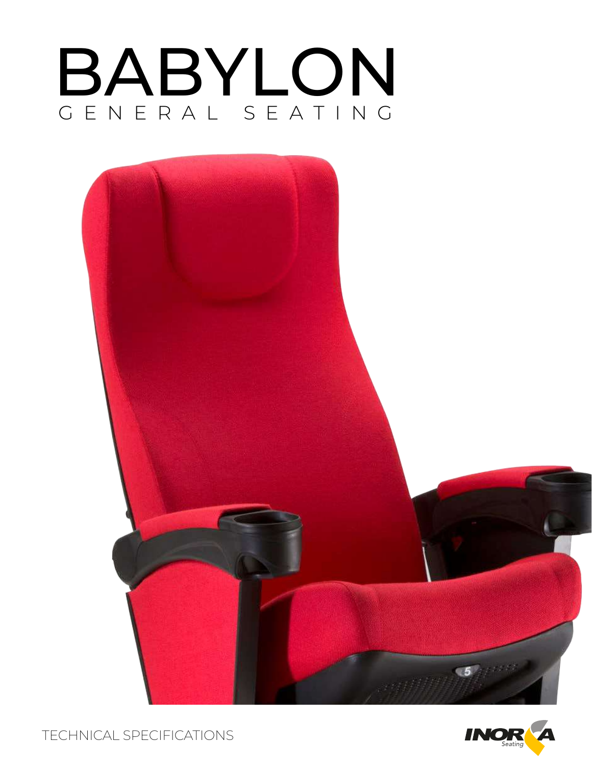# BABYLON

GENERAL SEATING

TECHNICAL SPECIFICATIONS

INORCA Seating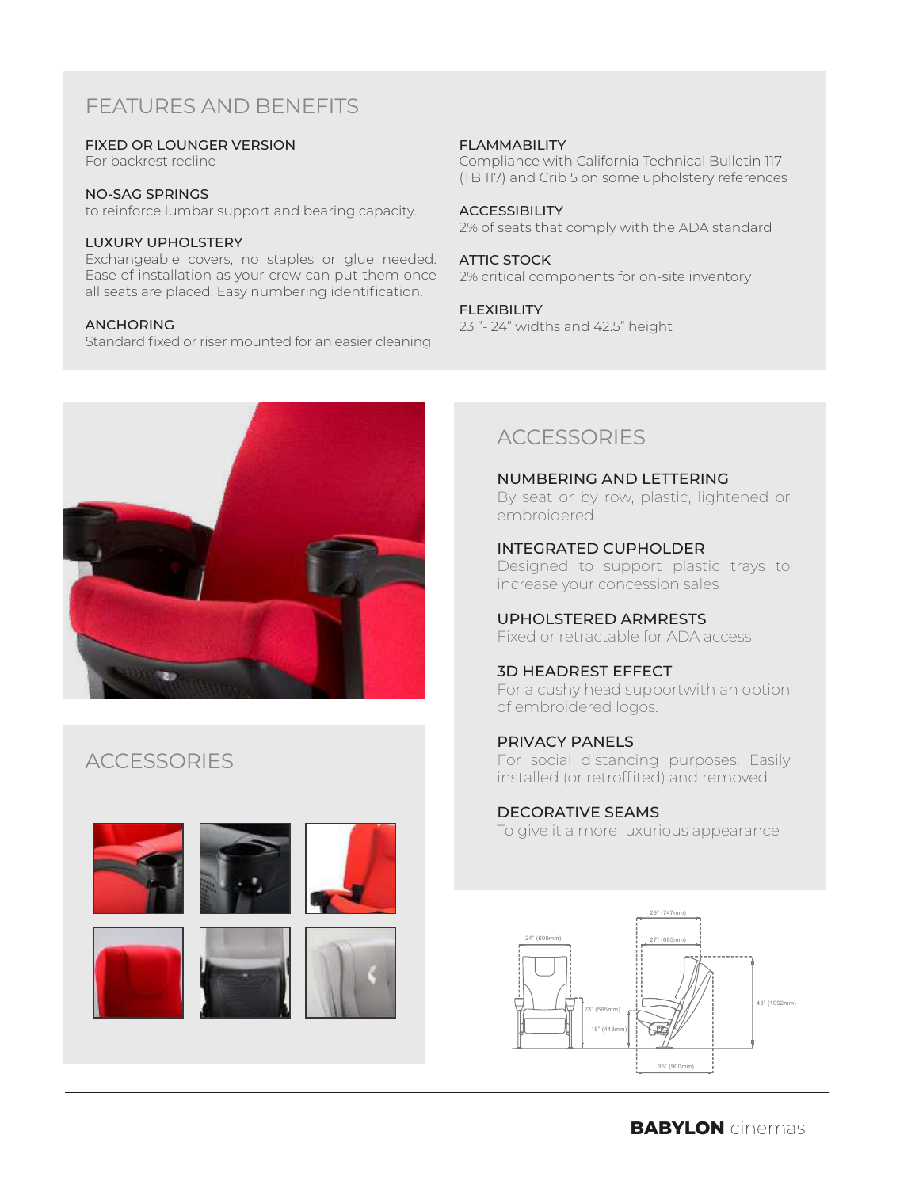## FEATURES AND BENEFITS

**FIXED OR LOUNGER VERSION**
For backrest recline

**NO-SAG SPRINGS**
to reinforce lumbar support and bearing capacity.

**LUXURY UPHOLSTERY**
Exchangeable covers, no staples or glue needed. Ease of installation as your crew can put them once all seats are placed. Easy numbering identification.

**ANCHORING**
Standard fixed or riser mounted for an easier cleaning

**FLAMMABILITY**
Compliance with California Technical Bulletin 117 (TB 117) and Crib 5 on some upholstery references

**ACCESSIBILITY**
2% of seats that comply with the ADA standard

**ATTIC STOCK**
2% critical components for on-site inventory

**FLEXIBILITY**
23 "- 24" widths and 42.5" height

## ACCESSORIES

## ACCESSORIES

**NUMBERING AND LETTERING**
By seat or by row, plastic, lightened or embroidered.

**INTEGRATED CUPHOLDER**
Designed to support plastic trays to increase your concession sales

**UPHOLSTERED ARMRESTS**
Fixed or retractable for ADA access

**3D HEADREST EFFECT**
For a cushy head supportwith an option of embroidered logos.

**PRIVACY PANELS**
For social distancing purposes. Easily installed (or retroffited) and removed.

**DECORATIVE SEAMS**
To give it a more luxurious appearance

24" (609mm)
23" (595mm)
18" (448mm)
29" (747mm)
27" (685mm)
43" (1092mm)
35" (900mm)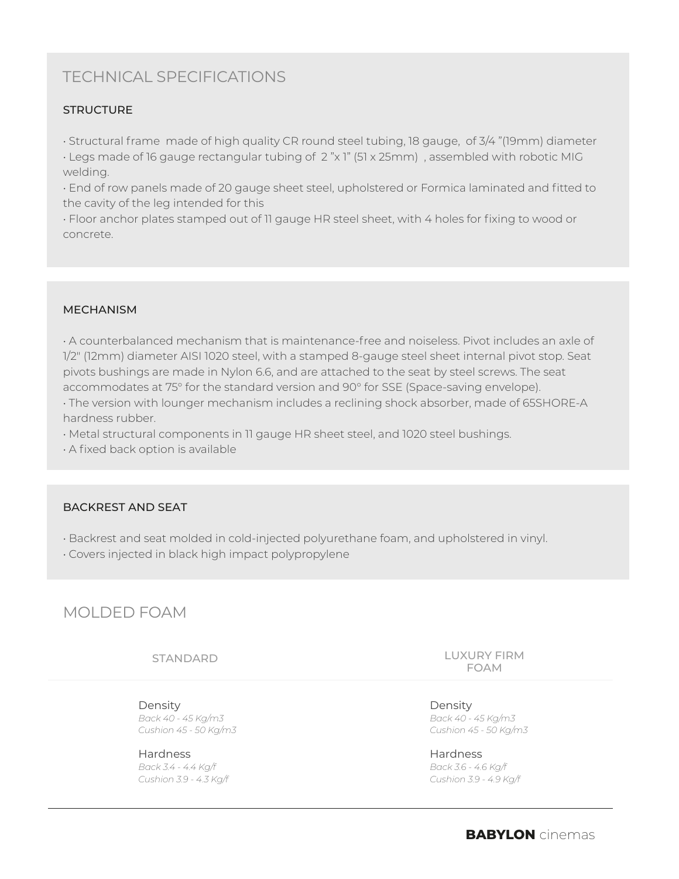## TECHNICAL SPECIFICATIONS

### STRUCTURE

- Structural frame made of high quality CR round steel tubing, 18 gauge, of 3/4 "(19mm) diameter
- Legs made of 16 gauge rectangular tubing of 2 "x 1" (51 x 25mm) , assembled with robotic MIG welding.
- End of row panels made of 20 gauge sheet steel, upholstered or Formica laminated and fitted to the cavity of the leg intended for this
- Floor anchor plates stamped out of 11 gauge HR steel sheet, with 4 holes for fixing to wood or concrete.

### MECHANISM

- A counterbalanced mechanism that is maintenance-free and noiseless. Pivot includes an axle of 1/2" (12mm) diameter AISI 1020 steel, with a stamped 8-gauge steel sheet internal pivot stop. Seat pivots bushings are made in Nylon 6.6, and are attached to the seat by steel screws. The seat accommodates at 75° for the standard version and 90° for SSE (Space-saving envelope).
- The version with lounger mechanism includes a reclining shock absorber, made of 65SHORE-A hardness rubber.
- Metal structural components in 11 gauge HR sheet steel, and 1020 steel bushings.
- A fixed back option is available

### BACKREST AND SEAT

- Backrest and seat molded in cold-injected polyurethane foam, and upholstered in vinyl.
- Covers injected in black high impact polypropylene

## MOLDED FOAM

| STANDARD | LUXURY FIRM FOAM |
|---|---|
| Density<br>*Back 40 - 45 Kg/m3*<br>*Cushion 45 - 50 Kg/m3* | Density<br>*Back 40 - 45 Kg/m3*<br>*Cushion 45 - 50 Kg/m3* |
| Hardness<br>*Back 3.4 - 4.4 Kg/f*<br>*Cushion 3.9 - 4.3 Kg/f* | Hardness<br>*Back 3.6 - 4.6 Kg/f*<br>*Cushion 3.9 - 4.9 Kg/f* |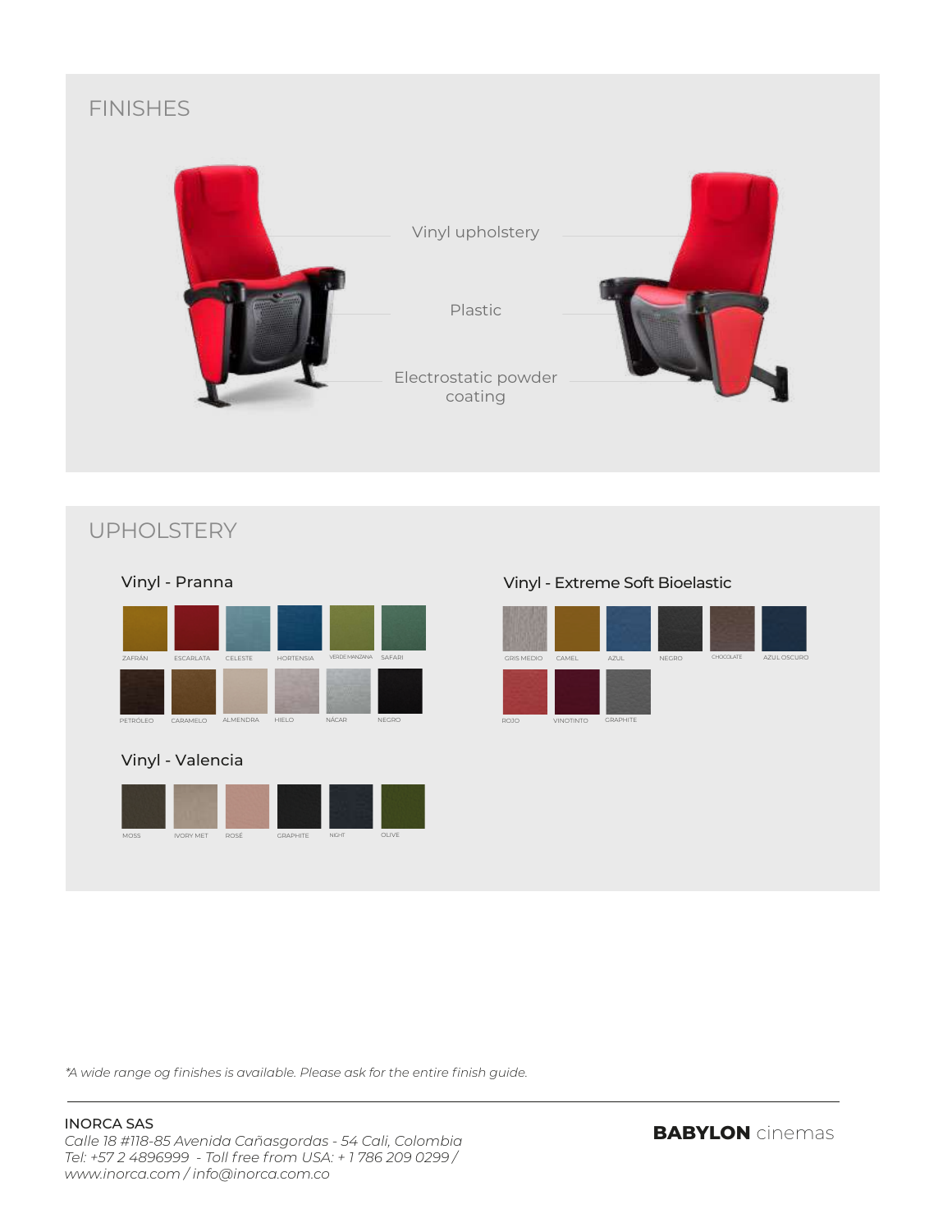## FINISHES

Vinyl upholstery

Plastic

Electrostatic powder coating

## UPHOLSTERY

### Vinyl - Pranna

ZAFRÁN
ESCARLATA
CELESTE
HORTENSIA
VERDE MANZANA
SAFARI
PETRÓLEO
CARAMELO
ALMENDRA
HIELO
NÁCAR
NEGRO

### Vinyl - Valencia

MOSS
IVORY MET
ROSÉ
GRAPHITE
NIGHT
OLIVE

### Vinyl - Extreme Soft Bioelastic

GRIS MEDIO
CAMEL
AZUL
NEGRO
CHOCOLATE
AZUL OSCURO
ROJO
VINOTINTO
GRAPHITE

*\*A wide range og finishes is available. Please ask for the entire finish guide.*

INORCA SAS
*Calle 18 #118-85 Avenida Cañasgordas - 54 Cali, Colombia*
*Tel: +57 2 4896999 - Toll free from USA: + 1 786 209 0299 /*
*www.inorca.com / info@inorca.com.co*

**BABYLON** cinemas